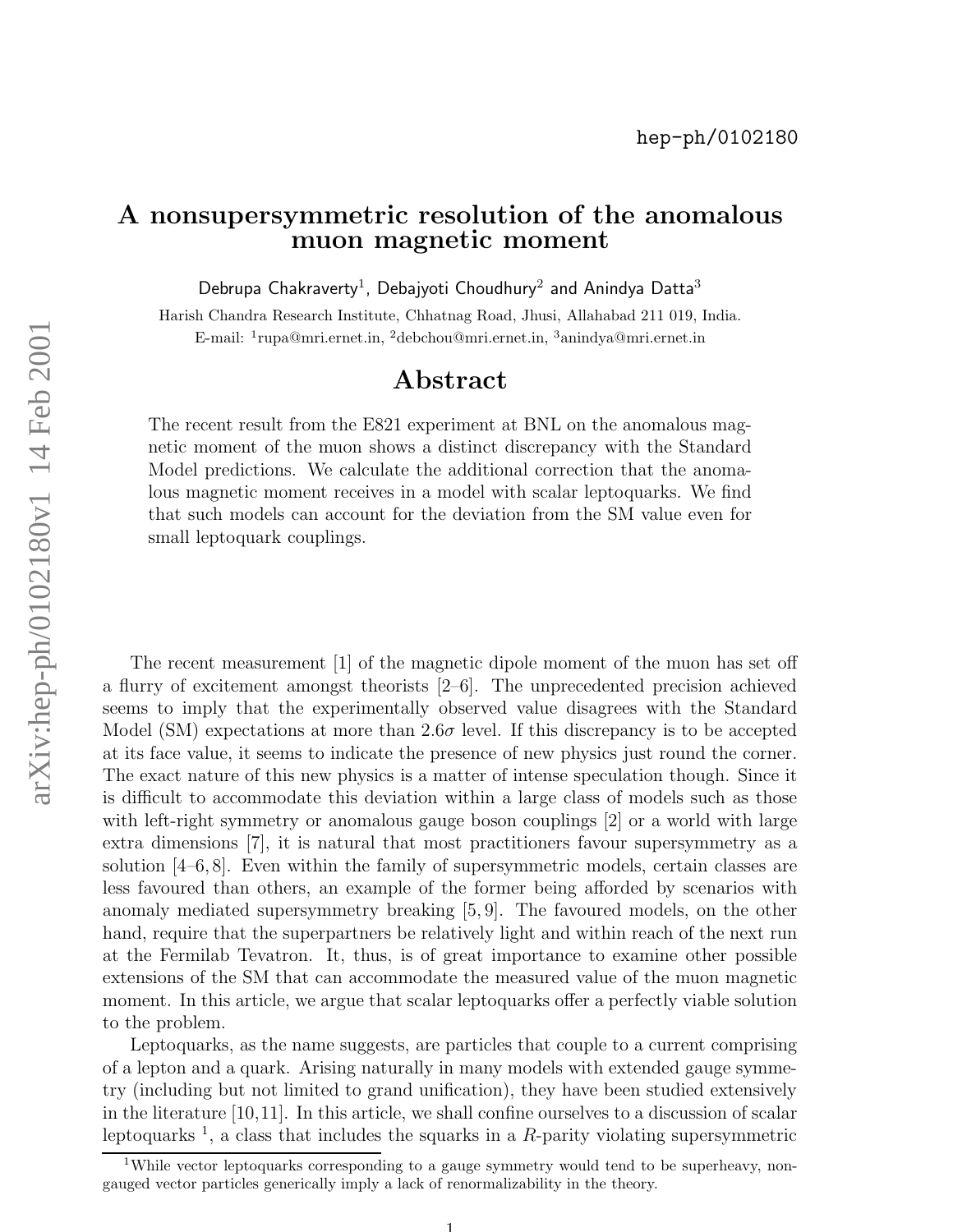hep-ph/0102180

# A nonsupersymmetric resolution of the anomalous muon magnetic moment

Debrupa Chakraverty[1], Debajyoti Choudhury[2] and Anindya Datta[3]

Harish Chandra Research Institute, Chhatnag Road, Jhusi, Allahabad 211 019, India.
E-mail: [1]rupa@mri.ernet.in, [2]debchou@mri.ernet.in, [3]anindya@mri.ernet.in

## Abstract

The recent result from the E821 experiment at BNL on the anomalous magnetic moment of the muon shows a distinct discrepancy with the Standard Model predictions. We calculate the additional correction that the anomalous magnetic moment receives in a model with scalar leptoquarks. We find that such models can account for the deviation from the SM value even for small leptoquark couplings.

The recent measurement [1] of the magnetic dipole moment of the muon has set off a flurry of excitement amongst theorists [2–6]. The unprecedented precision achieved seems to imply that the experimentally observed value disagrees with the Standard Model (SM) expectations at more than $2.6\sigma$ level. If this discrepancy is to be accepted at its face value, it seems to indicate the presence of new physics just round the corner. The exact nature of this new physics is a matter of intense speculation though. Since it is difficult to accommodate this deviation within a large class of models such as those with left-right symmetry or anomalous gauge boson couplings [2] or a world with large extra dimensions [7], it is natural that most practitioners favour supersymmetry as a solution [4–6, 8]. Even within the family of supersymmetric models, certain classes are less favoured than others, an example of the former being afforded by scenarios with anomaly mediated supersymmetry breaking [5, 9]. The favoured models, on the other hand, require that the superpartners be relatively light and within reach of the next run at the Fermilab Tevatron. It, thus, is of great importance to examine other possible extensions of the SM that can accommodate the measured value of the muon magnetic moment. In this article, we argue that scalar leptoquarks offer a perfectly viable solution to the problem.

Leptoquarks, as the name suggests, are particles that couple to a current comprising of a lepton and a quark. Arising naturally in many models with extended gauge symmetry (including but not limited to grand unification), they have been studied extensively in the literature [10, 11]. In this article, we shall confine ourselves to a discussion of scalar leptoquarks [1], a class that includes the squarks in a $R$-parity violating supersymmetric

[1] While vector leptoquarks corresponding to a gauge symmetry would tend to be superheavy, non-gauged vector particles generically imply a lack of renormalizability in the theory.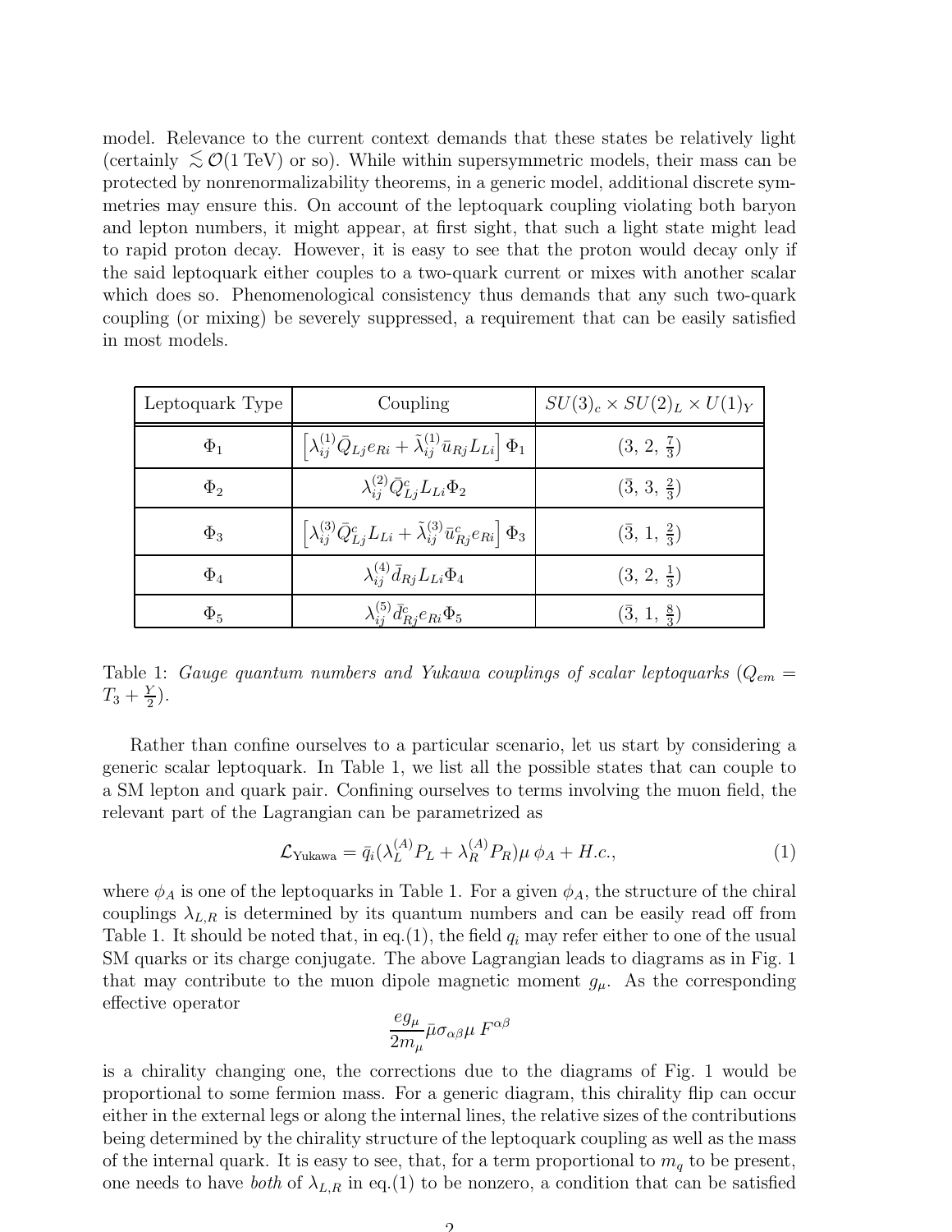model. Relevance to the current context demands that these states be relatively light (certainly $\lesssim \mathcal{O}(1 \text{ TeV})$ or so). While within supersymmetric models, their mass can be protected by nonrenormalizability theorems, in a generic model, additional discrete symmetries may ensure this. On account of the leptoquark coupling violating both baryon and lepton numbers, it might appear, at first sight, that such a light state might lead to rapid proton decay. However, it is easy to see that the proton would decay only if the said leptoquark either couples to a two-quark current or mixes with another scalar which does so. Phenomenological consistency thus demands that any such two-quark coupling (or mixing) be severely suppressed, a requirement that can be easily satisfied in most models.

| Leptoquark Type | Coupling | $SU(3)_c \times SU(2)_L \times U(1)_Y$ |
|---|---|---|
| $\Phi_1$ | $\left[\lambda_{ij}^{(1)} \bar{Q}_{Lj} e_{Ri} + \tilde{\lambda}_{ij}^{(1)} \bar{u}_{Rj} L_{Li}\right] \Phi_1$ | $(3,\, 2,\, \frac{7}{3})$ |
| $\Phi_2$ | $\lambda_{ij}^{(2)} \bar{Q}_{Lj}^c L_{Li} \Phi_2$ | $(\bar{3},\, 3,\, \frac{2}{3})$ |
| $\Phi_3$ | $\left[\lambda_{ij}^{(3)} \bar{Q}_{Lj}^c L_{Li} + \tilde{\lambda}_{ij}^{(3)} \bar{u}_{Rj}^c e_{Ri}\right] \Phi_3$ | $(\bar{3},\, 1,\, \frac{2}{3})$ |
| $\Phi_4$ | $\lambda_{ij}^{(4)} \bar{d}_{Rj} L_{Li} \Phi_4$ | $(3,\, 2,\, \frac{1}{3})$ |
| $\Phi_5$ | $\lambda_{ij}^{(5)} \bar{d}_{Rj}^c e_{Ri} \Phi_5$ | $(\bar{3},\, 1,\, \frac{8}{3})$ |

Table 1: *Gauge quantum numbers and Yukawa couplings of scalar leptoquarks* ($Q_{em} = T_3 + \frac{Y}{2}$).

Rather than confine ourselves to a particular scenario, let us start by considering a generic scalar leptoquark. In Table 1, we list all the possible states that can couple to a SM lepton and quark pair. Confining ourselves to terms involving the muon field, the relevant part of the Lagrangian can be parametrized as

$$\mathcal{L}_{\text{Yukawa}} = \bar{q}_i (\lambda_L^{(A)} P_L + \lambda_R^{(A)} P_R) \mu \, \phi_A + H.c., \tag{1}$$

where $\phi_A$ is one of the leptoquarks in Table 1. For a given $\phi_A$, the structure of the chiral couplings $\lambda_{L,R}$ is determined by its quantum numbers and can be easily read off from Table 1. It should be noted that, in eq.(1), the field $q_i$ may refer either to one of the usual SM quarks or its charge conjugate. The above Lagrangian leads to diagrams as in Fig. 1 that may contribute to the muon dipole magnetic moment $g_\mu$. As the corresponding effective operator

$$\frac{e g_\mu}{2 m_\mu} \bar{\mu} \sigma_{\alpha\beta} \mu \, F^{\alpha\beta}$$

is a chirality changing one, the corrections due to the diagrams of Fig. 1 would be proportional to some fermion mass. For a generic diagram, this chirality flip can occur either in the external legs or along the internal lines, the relative sizes of the contributions being determined by the chirality structure of the leptoquark coupling as well as the mass of the internal quark. It is easy to see, that, for a term proportional to $m_q$ to be present, one needs to have *both* of $\lambda_{L,R}$ in eq.(1) to be nonzero, a condition that can be satisfied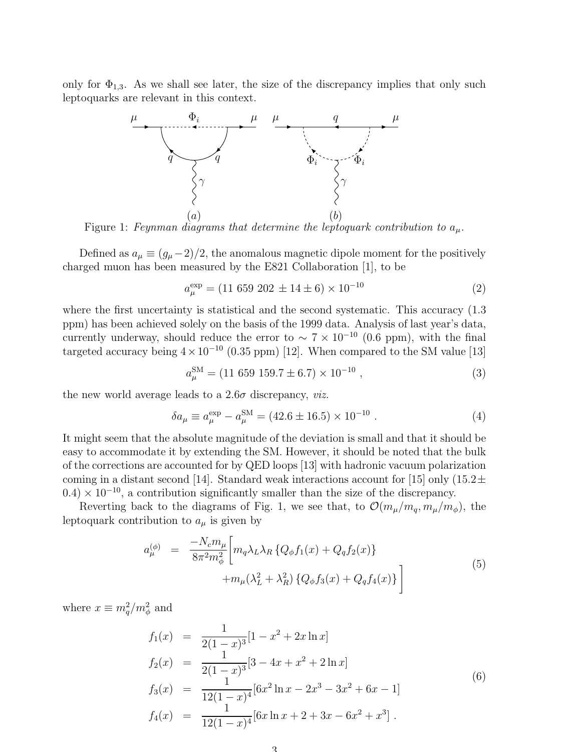only for $\Phi_{1,3}$. As we shall see later, the size of the discrepancy implies that only such leptoquarks are relevant in this context.

Figure 1: *Feynman diagrams that determine the leptoquark contribution to $a_\mu$.*

Defined as $a_\mu \equiv (g_\mu - 2)/2$, the anomalous magnetic dipole moment for the positively charged muon has been measured by the E821 Collaboration [1], to be

$$a_\mu^{\rm exp} = (11\ 659\ 202\ \pm 14 \pm 6) \times 10^{-10} \tag{2}$$

where the first uncertainty is statistical and the second systematic. This accuracy (1.3 ppm) has been achieved solely on the basis of the 1999 data. Analysis of last year's data, currently underway, should reduce the error to $\sim 7 \times 10^{-10}$ (0.6 ppm), with the final targeted accuracy being $4 \times 10^{-10}$ (0.35 ppm) [12]. When compared to the SM value [13]

$$a_\mu^{\rm SM} = (11\ 659\ 159.7 \pm 6.7) \times 10^{-10} \ , \tag{3}$$

the new world average leads to a $2.6\sigma$ discrepancy, *viz.*

$$\delta a_\mu \equiv a_\mu^{\rm exp} - a_\mu^{\rm SM} = (42.6 \pm 16.5) \times 10^{-10} \ . \tag{4}$$

It might seem that the absolute magnitude of the deviation is small and that it should be easy to accommodate it by extending the SM. However, it should be noted that the bulk of the corrections are accounted for by QED loops [13] with hadronic vacuum polarization coming in a distant second [14]. Standard weak interactions account for [15] only $(15.2 \pm 0.4) \times 10^{-10}$, a contribution significantly smaller than the size of the discrepancy.

Reverting back to the diagrams of Fig. 1, we see that, to $\mathcal{O}(m_\mu/m_q, m_\mu/m_\phi)$, the leptoquark contribution to $a_\mu$ is given by

$$\begin{aligned} a_\mu^{(\phi)} &= \frac{-N_c m_\mu}{8\pi^2 m_\phi^2}\Big[ m_q \lambda_L \lambda_R \left\{ Q_\phi f_1(x) + Q_q f_2(x) \right\} \\ &\qquad\qquad + m_\mu (\lambda_L^2 + \lambda_R^2) \left\{ Q_\phi f_3(x) + Q_q f_4(x) \right\} \Big] \end{aligned} \tag{5}$$

where $x \equiv m_q^2/m_\phi^2$ and

$$\begin{aligned} f_1(x) &= \frac{1}{2(1-x)^3}[1 - x^2 + 2x \ln x] \\ f_2(x) &= \frac{1}{2(1-x)^3}[3 - 4x + x^2 + 2 \ln x] \\ f_3(x) &= \frac{1}{12(1-x)^4}[6x^2 \ln x - 2x^3 - 3x^2 + 6x - 1] \\ f_4(x) &= \frac{1}{12(1-x)^4}[6x \ln x + 2 + 3x - 6x^2 + x^3] \ . \end{aligned} \tag{6}$$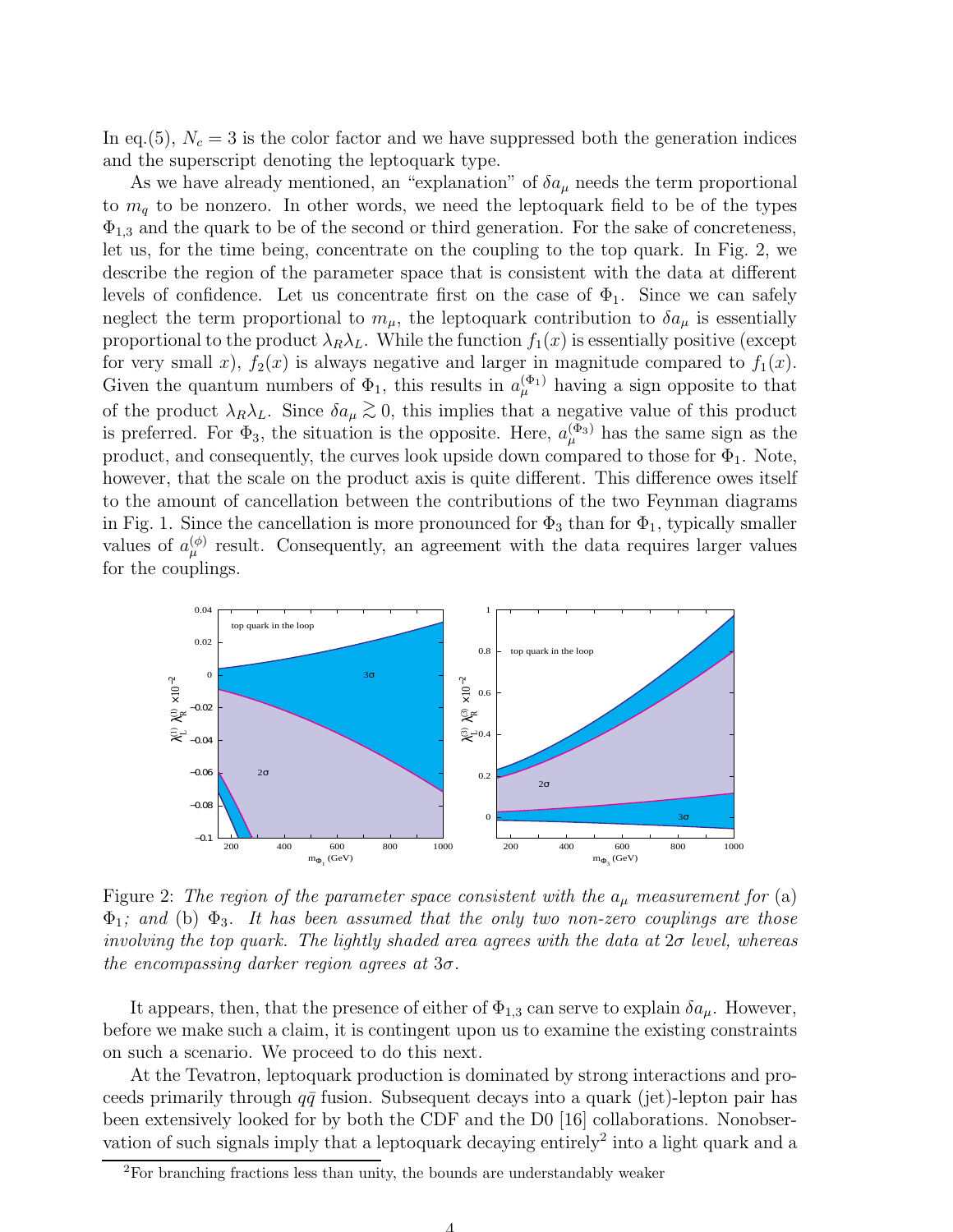In eq.(5), $N_c = 3$ is the color factor and we have suppressed both the generation indices and the superscript denoting the leptoquark type.

As we have already mentioned, an "explanation" of $\delta a_\mu$ needs the term proportional to $m_q$ to be nonzero. In other words, we need the leptoquark field to be of the types $\Phi_{1,3}$ and the quark to be of the second or third generation. For the sake of concreteness, let us, for the time being, concentrate on the coupling to the top quark. In Fig. 2, we describe the region of the parameter space that is consistent with the data at different levels of confidence. Let us concentrate first on the case of $\Phi_1$. Since we can safely neglect the term proportional to $m_\mu$, the leptoquark contribution to $\delta a_\mu$ is essentially proportional to the product $\lambda_R \lambda_L$. While the function $f_1(x)$ is essentially positive (except for very small $x$), $f_2(x)$ is always negative and larger in magnitude compared to $f_1(x)$. Given the quantum numbers of $\Phi_1$, this results in $a_\mu^{(\Phi_1)}$ having a sign opposite to that of the product $\lambda_R \lambda_L$. Since $\delta a_\mu \gtrsim 0$, this implies that a negative value of this product is preferred. For $\Phi_3$, the situation is the opposite. Here, $a_\mu^{(\Phi_3)}$ has the same sign as the product, and consequently, the curves look upside down compared to those for $\Phi_1$. Note, however, that the scale on the product axis is quite different. This difference owes itself to the amount of cancellation between the contributions of the two Feynman diagrams in Fig. 1. Since the cancellation is more pronounced for $\Phi_3$ than for $\Phi_1$, typically smaller values of $a_\mu^{(\phi)}$ result. Consequently, an agreement with the data requires larger values for the couplings.

Figure 2: *The region of the parameter space consistent with the $a_\mu$ measurement for* (a) $\Phi_1$*; and* (b) $\Phi_3$*. It has been assumed that the only two non-zero couplings are those involving the top quark. The lightly shaded area agrees with the data at $2\sigma$ level, whereas the encompassing darker region agrees at $3\sigma$.*

It appears, then, that the presence of either of $\Phi_{1,3}$ can serve to explain $\delta a_\mu$. However, before we make such a claim, it is contingent upon us to examine the existing constraints on such a scenario. We proceed to do this next.

At the Tevatron, leptoquark production is dominated by strong interactions and proceeds primarily through $q\bar{q}$ fusion. Subsequent decays into a quark (jet)-lepton pair has been extensively looked for by both the CDF and the D0 [16] collaborations. Nonobservation of such signals imply that a leptoquark decaying entirely[2] into a light quark and a

[2] For branching fractions less than unity, the bounds are understandably weaker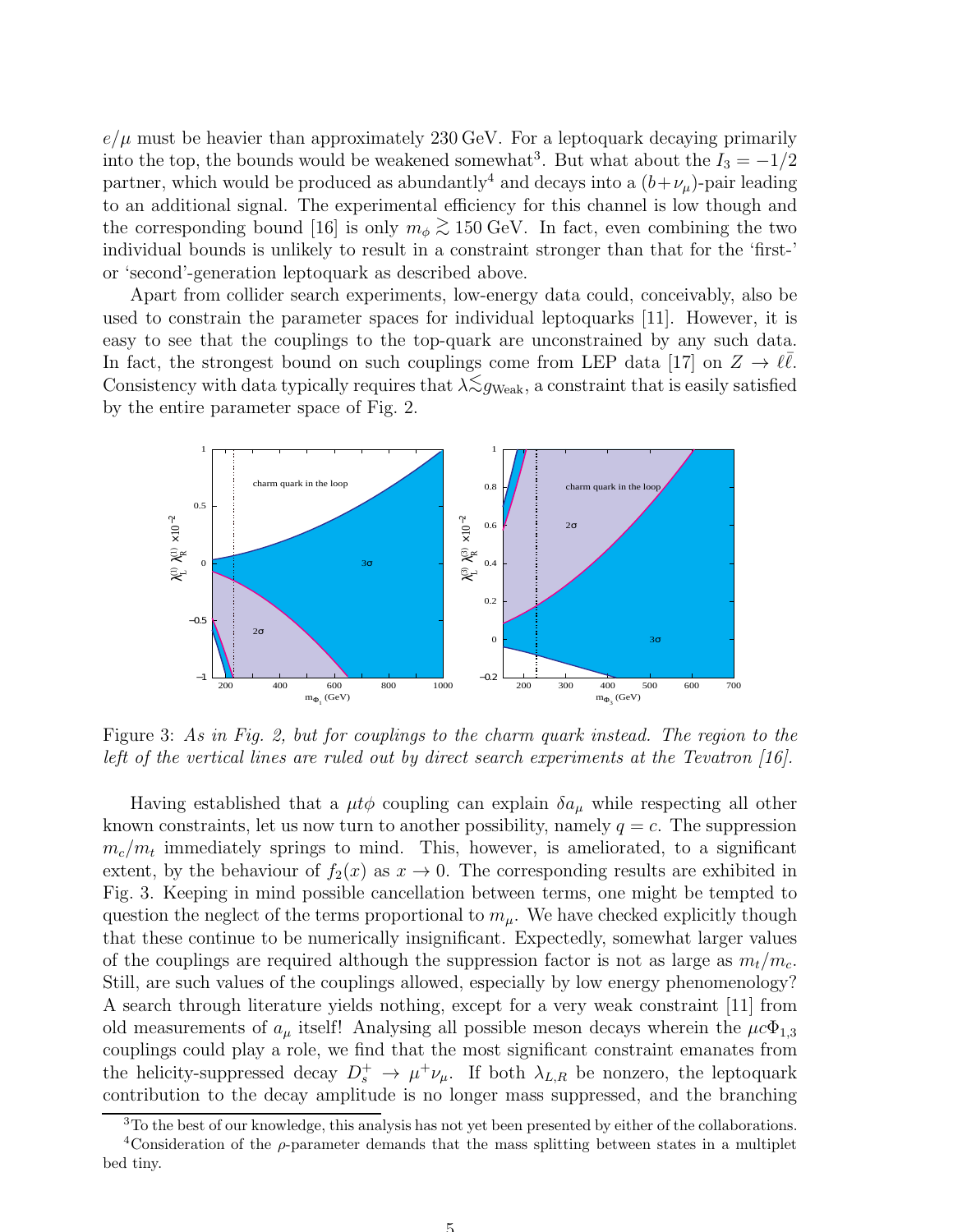$e/\mu$ must be heavier than approximately 230 GeV. For a leptoquark decaying primarily into the top, the bounds would be weakened somewhat[3]. But what about the $I_3 = -1/2$ partner, which would be produced as abundantly[4] and decays into a $(b + \nu_\mu)$-pair leading to an additional signal. The experimental efficiency for this channel is low though and the corresponding bound [16] is only $m_\phi \gtrsim 150$ GeV. In fact, even combining the two individual bounds is unlikely to result in a constraint stronger than that for the 'first-' or 'second'-generation leptoquark as described above.

Apart from collider search experiments, low-energy data could, conceivably, also be used to constrain the parameter spaces for individual leptoquarks [11]. However, it is easy to see that the couplings to the top-quark are unconstrained by any such data. In fact, the strongest bound on such couplings come from LEP data [17] on $Z \to \ell\bar{\ell}$. Consistency with data typically requires that $\lambda \lesssim g_{\rm Weak}$, a constraint that is easily satisfied by the entire parameter space of Fig. 2.

Figure 3: *As in Fig. 2, but for couplings to the charm quark instead. The region to the left of the vertical lines are ruled out by direct search experiments at the Tevatron [16].*

Having established that a $\mu t \phi$ coupling can explain $\delta a_\mu$ while respecting all other known constraints, let us now turn to another possibility, namely $q = c$. The suppression $m_c/m_t$ immediately springs to mind. This, however, is ameliorated, to a significant extent, by the behaviour of $f_2(x)$ as $x \to 0$. The corresponding results are exhibited in Fig. 3. Keeping in mind possible cancellation between terms, one might be tempted to question the neglect of the terms proportional to $m_\mu$. We have checked explicitly though that these continue to be numerically insignificant. Expectedly, somewhat larger values of the couplings are required although the suppression factor is not as large as $m_t/m_c$. Still, are such values of the couplings allowed, especially by low energy phenomenology? A search through literature yields nothing, except for a very weak constraint [11] from old measurements of $a_\mu$ itself! Analysing all possible meson decays wherein the $\mu c \Phi_{1,3}$ couplings could play a role, we find that the most significant constraint emanates from the helicity-suppressed decay $D_s^+ \to \mu^+ \nu_\mu$. If both $\lambda_{L,R}$ be nonzero, the leptoquark contribution to the decay amplitude is no longer mass suppressed, and the branching

[3] To the best of our knowledge, this analysis has not yet been presented by either of the collaborations.

[4] Consideration of the $\rho$-parameter demands that the mass splitting between states in a multiplet bed tiny.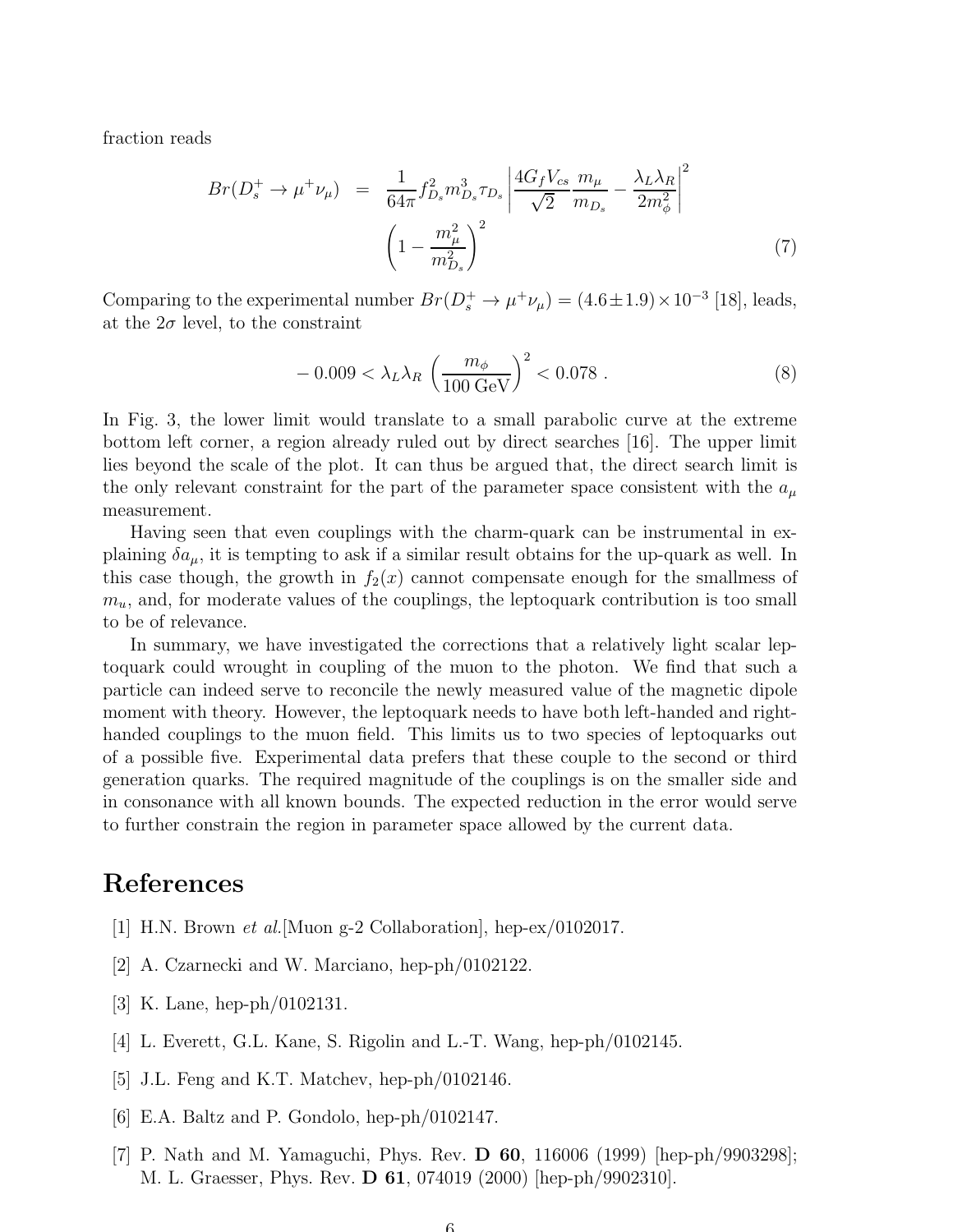fraction reads

$$
\begin{aligned}
Br(D_s^+ \to \mu^+ \nu_\mu) &= \frac{1}{64\pi} f_{D_s}^2 m_{D_s}^3 \tau_{D_s} \left| \frac{4 G_f V_{cs}}{\sqrt{2}} \frac{m_\mu}{m_{D_s}} - \frac{\lambda_L \lambda_R}{2 m_\phi^2} \right|^2 \\
&\quad \left( 1 - \frac{m_\mu^2}{m_{D_s}^2} \right)^2
\end{aligned}
\tag{7}
$$

Comparing to the experimental number $Br(D_s^+ \to \mu^+ \nu_\mu) = (4.6 \pm 1.9) \times 10^{-3}$ [18], leads, at the $2\sigma$ level, to the constraint

$$
-0.009 < \lambda_L \lambda_R \left( \frac{m_\phi}{100 \text{ GeV}} \right)^2 < 0.078 \, . \tag{8}
$$

In Fig. 3, the lower limit would translate to a small parabolic curve at the extreme bottom left corner, a region already ruled out by direct searches [16]. The upper limit lies beyond the scale of the plot. It can thus be argued that, the direct search limit is the only relevant constraint for the part of the parameter space consistent with the $a_\mu$ measurement.

Having seen that even couplings with the charm-quark can be instrumental in explaining $\delta a_\mu$, it is tempting to ask if a similar result obtains for the up-quark as well. In this case though, the growth in $f_2(x)$ cannot compensate enough for the smallmess of $m_u$, and, for moderate values of the couplings, the leptoquark contribution is too small to be of relevance.

In summary, we have investigated the corrections that a relatively light scalar leptoquark could wrought in coupling of the muon to the photon. We find that such a particle can indeed serve to reconcile the newly measured value of the magnetic dipole moment with theory. However, the leptoquark needs to have both left-handed and right-handed couplings to the muon field. This limits us to two species of leptoquarks out of a possible five. Experimental data prefers that these couple to the second or third generation quarks. The required magnitude of the couplings is on the smaller side and in consonance with all known bounds. The expected reduction in the error would serve to further constrain the region in parameter space allowed by the current data.

# References

[1] H.N. Brown *et al.*[Muon g-2 Collaboration], hep-ex/0102017.

[2] A. Czarnecki and W. Marciano, hep-ph/0102122.

[3] K. Lane, hep-ph/0102131.

[4] L. Everett, G.L. Kane, S. Rigolin and L.-T. Wang, hep-ph/0102145.

[5] J.L. Feng and K.T. Matchev, hep-ph/0102146.

[6] E.A. Baltz and P. Gondolo, hep-ph/0102147.

[7] P. Nath and M. Yamaguchi, Phys. Rev. **D 60**, 116006 (1999) [hep-ph/9903298]; M. L. Graesser, Phys. Rev. **D 61**, 074019 (2000) [hep-ph/9902310].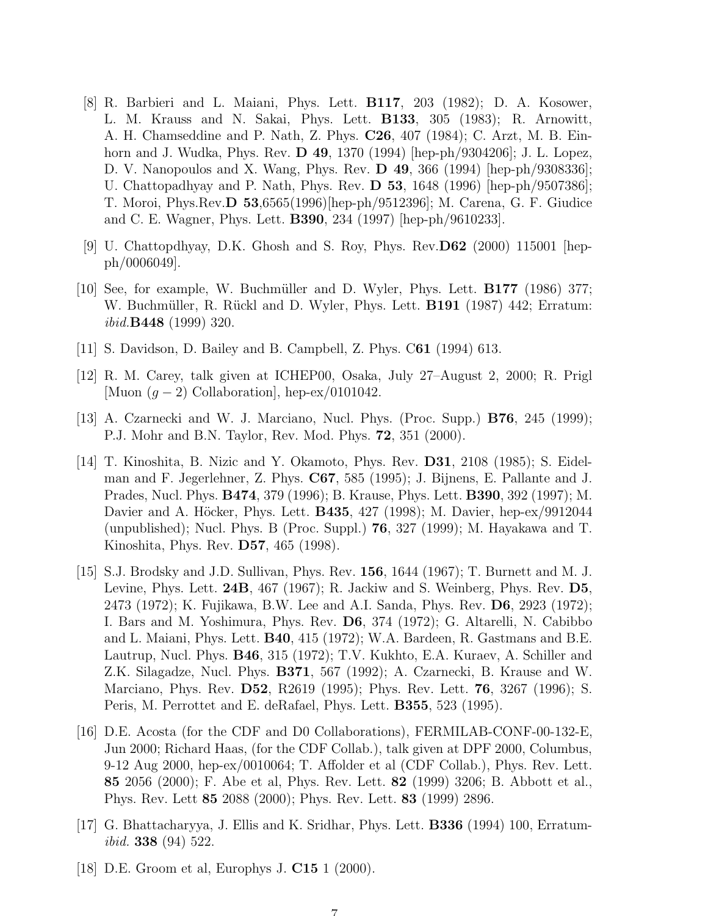[8] R. Barbieri and L. Maiani, Phys. Lett. **B117**, 203 (1982); D. A. Kosower, L. M. Krauss and N. Sakai, Phys. Lett. **B133**, 305 (1983); R. Arnowitt, A. H. Chamseddine and P. Nath, Z. Phys. **C26**, 407 (1984); C. Arzt, M. B. Einhorn and J. Wudka, Phys. Rev. **D 49**, 1370 (1994) [hep-ph/9304206]; J. L. Lopez, D. V. Nanopoulos and X. Wang, Phys. Rev. **D 49**, 366 (1994) [hep-ph/9308336]; U. Chattopadhyay and P. Nath, Phys. Rev. **D 53**, 1648 (1996) [hep-ph/9507386]; T. Moroi, Phys.Rev.**D 53**,6565(1996)[hep-ph/9512396]; M. Carena, G. F. Giudice and C. E. Wagner, Phys. Lett. **B390**, 234 (1997) [hep-ph/9610233].

[9] U. Chattopdhyay, D.K. Ghosh and S. Roy, Phys. Rev.**D62** (2000) 115001 [hep-ph/0006049].

[10] See, for example, W. Buchmüller and D. Wyler, Phys. Lett. **B177** (1986) 377; W. Buchmüller, R. Rückl and D. Wyler, Phys. Lett. **B191** (1987) 442; Erratum: *ibid.***B448** (1999) 320.

[11] S. Davidson, D. Bailey and B. Campbell, Z. Phys. C**61** (1994) 613.

[12] R. M. Carey, talk given at ICHEP00, Osaka, July 27–August 2, 2000; R. Prigl [Muon $(g-2)$ Collaboration], hep-ex/0101042.

[13] A. Czarnecki and W. J. Marciano, Nucl. Phys. (Proc. Supp.) **B76**, 245 (1999); P.J. Mohr and B.N. Taylor, Rev. Mod. Phys. **72**, 351 (2000).

[14] T. Kinoshita, B. Nizic and Y. Okamoto, Phys. Rev. **D31**, 2108 (1985); S. Eidelman and F. Jegerlehner, Z. Phys. **C67**, 585 (1995); J. Bijnens, E. Pallante and J. Prades, Nucl. Phys. **B474**, 379 (1996); B. Krause, Phys. Lett. **B390**, 392 (1997); M. Davier and A. Höcker, Phys. Lett. **B435**, 427 (1998); M. Davier, hep-ex/9912044 (unpublished); Nucl. Phys. B (Proc. Suppl.) **76**, 327 (1999); M. Hayakawa and T. Kinoshita, Phys. Rev. **D57**, 465 (1998).

[15] S.J. Brodsky and J.D. Sullivan, Phys. Rev. **156**, 1644 (1967); T. Burnett and M. J. Levine, Phys. Lett. **24B**, 467 (1967); R. Jackiw and S. Weinberg, Phys. Rev. **D5**, 2473 (1972); K. Fujikawa, B.W. Lee and A.I. Sanda, Phys. Rev. **D6**, 2923 (1972); I. Bars and M. Yoshimura, Phys. Rev. **D6**, 374 (1972); G. Altarelli, N. Cabibbo and L. Maiani, Phys. Lett. **B40**, 415 (1972); W.A. Bardeen, R. Gastmans and B.E. Lautrup, Nucl. Phys. **B46**, 315 (1972); T.V. Kukhto, E.A. Kuraev, A. Schiller and Z.K. Silagadze, Nucl. Phys. **B371**, 567 (1992); A. Czarnecki, B. Krause and W. Marciano, Phys. Rev. **D52**, R2619 (1995); Phys. Rev. Lett. **76**, 3267 (1996); S. Peris, M. Perrottet and E. deRafael, Phys. Lett. **B355**, 523 (1995).

[16] D.E. Acosta (for the CDF and D0 Collaborations), FERMILAB-CONF-00-132-E, Jun 2000; Richard Haas, (for the CDF Collab.), talk given at DPF 2000, Columbus, 9-12 Aug 2000, hep-ex/0010064; T. Affolder et al (CDF Collab.), Phys. Rev. Lett. **85** 2056 (2000); F. Abe et al, Phys. Rev. Lett. **82** (1999) 3206; B. Abbott et al., Phys. Rev. Lett **85** 2088 (2000); Phys. Rev. Lett. **83** (1999) 2896.

[17] G. Bhattacharyya, J. Ellis and K. Sridhar, Phys. Lett. **B336** (1994) 100, Erratum-*ibid.* **338** (94) 522.

[18] D.E. Groom et al, Europhys J. **C15** 1 (2000).